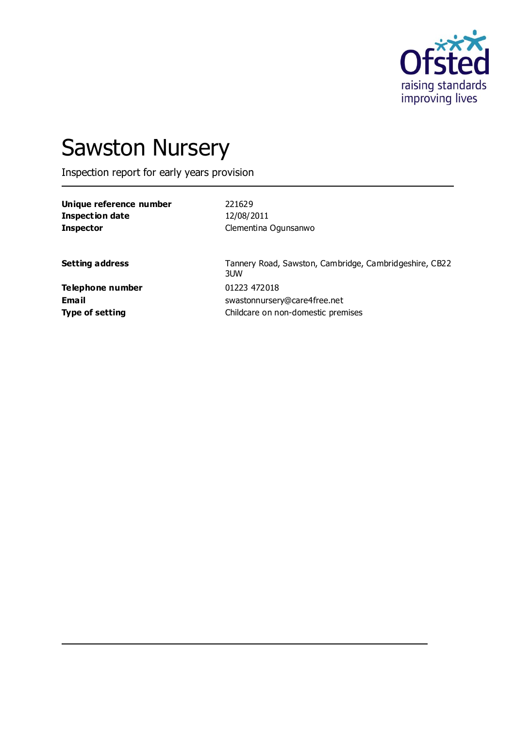# Sawston Nursery

Inspection report for early years provision

| | |
|---|---|
| **Unique reference number** | 221629 |
| **Inspection date** | 12/08/2011 |
| **Inspector** | Clementina Ogunsanwo |

| | |
|---|---|
| **Setting address** | Tannery Road, Sawston, Cambridge, Cambridgeshire, CB22 3UW |
| **Telephone number** | 01223 472018 |
| **Email** | swastonnursery@care4free.net |
| **Type of setting** | Childcare on non-domestic premises |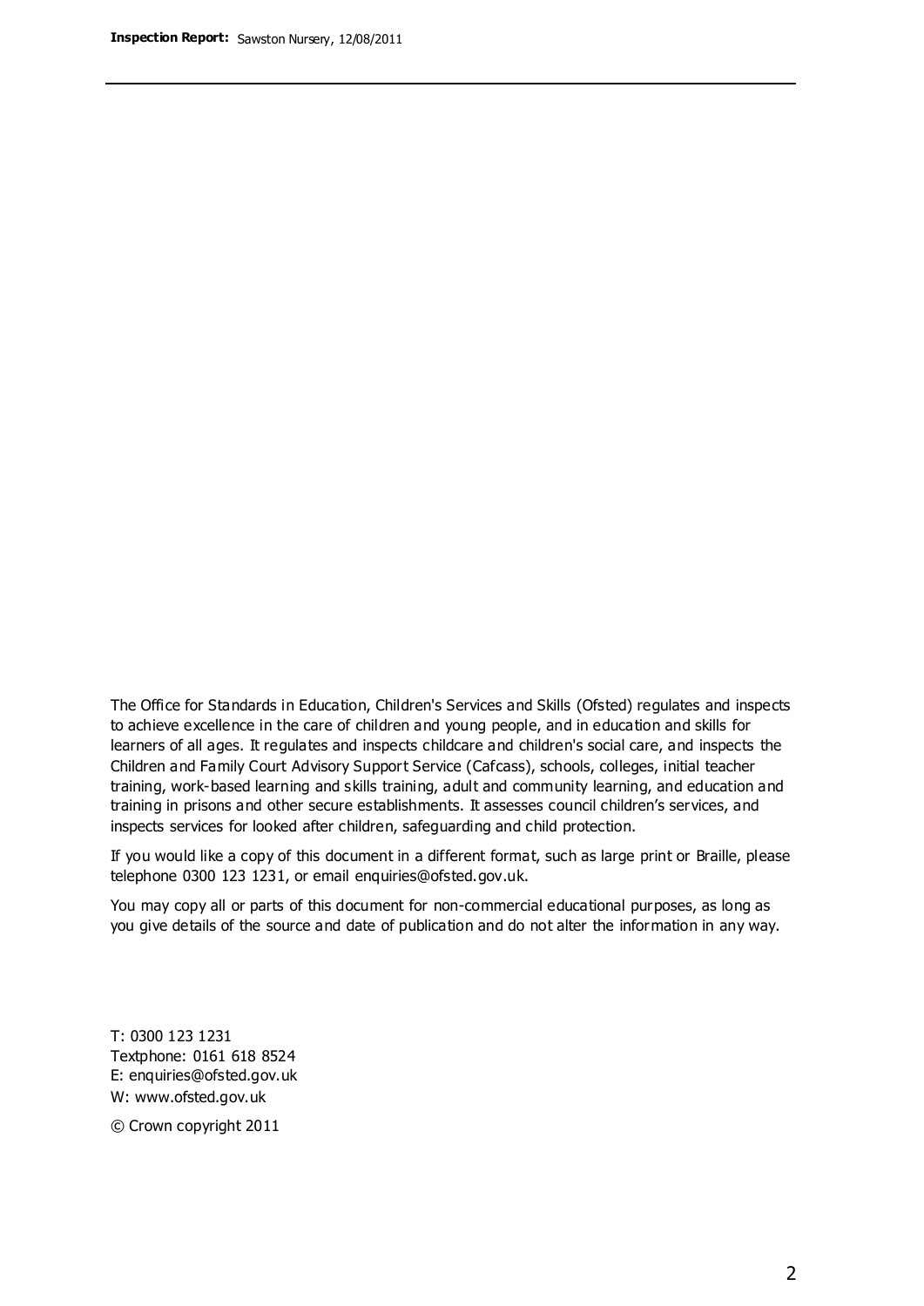The Office for Standards in Education, Children's Services and Skills (Ofsted) regulates and inspects to achieve excellence in the care of children and young people, and in education and skills for learners of all ages. It regulates and inspects childcare and children's social care, and inspects the Children and Family Court Advisory Support Service (Cafcass), schools, colleges, initial teacher training, work-based learning and skills training, adult and community learning, and education and training in prisons and other secure establishments. It assesses council children's services, and inspects services for looked after children, safeguarding and child protection.

If you would like a copy of this document in a different format, such as large print or Braille, please telephone 0300 123 1231, or email enquiries@ofsted.gov.uk.

You may copy all or parts of this document for non-commercial educational purposes, as long as you give details of the source and date of publication and do not alter the information in any way.

T: 0300 123 1231
Textphone: 0161 618 8524
E: enquiries@ofsted.gov.uk
W: www.ofsted.gov.uk

© Crown copyright 2011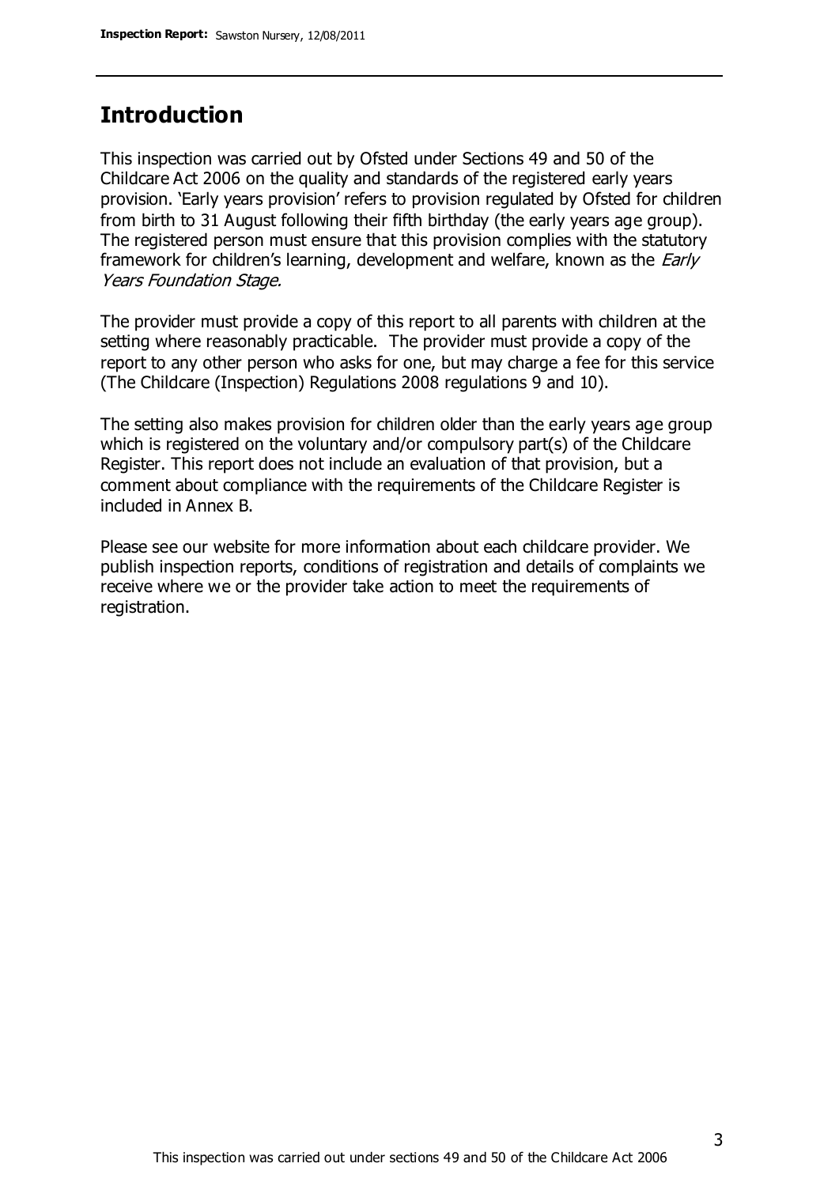## Introduction

This inspection was carried out by Ofsted under Sections 49 and 50 of the Childcare Act 2006 on the quality and standards of the registered early years provision. 'Early years provision' refers to provision regulated by Ofsted for children from birth to 31 August following their fifth birthday (the early years age group). The registered person must ensure that this provision complies with the statutory framework for children's learning, development and welfare, known as the *Early Years Foundation Stage.*

The provider must provide a copy of this report to all parents with children at the setting where reasonably practicable. The provider must provide a copy of the report to any other person who asks for one, but may charge a fee for this service (The Childcare (Inspection) Regulations 2008 regulations 9 and 10).

The setting also makes provision for children older than the early years age group which is registered on the voluntary and/or compulsory part(s) of the Childcare Register. This report does not include an evaluation of that provision, but a comment about compliance with the requirements of the Childcare Register is included in Annex B.

Please see our website for more information about each childcare provider. We publish inspection reports, conditions of registration and details of complaints we receive where we or the provider take action to meet the requirements of registration.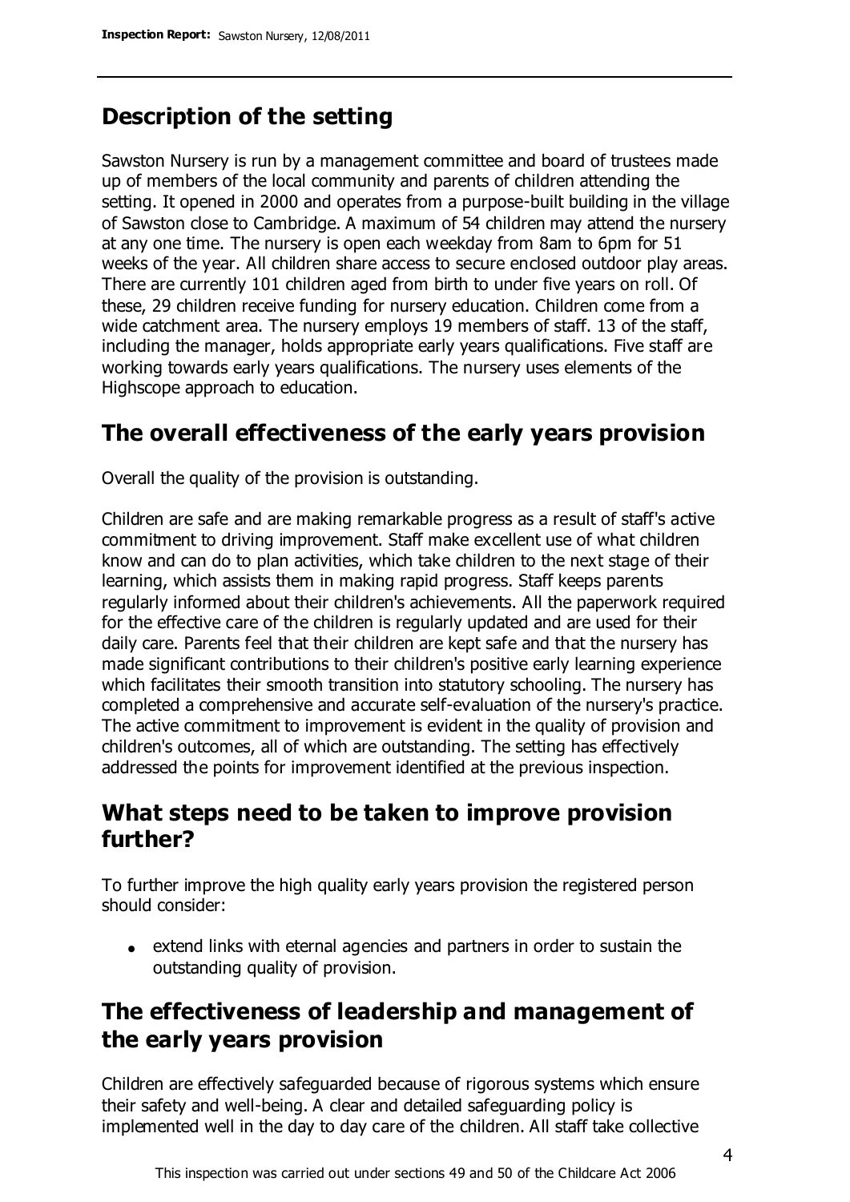## Description of the setting

Sawston Nursery is run by a management committee and board of trustees made up of members of the local community and parents of children attending the setting. It opened in 2000 and operates from a purpose-built building in the village of Sawston close to Cambridge. A maximum of 54 children may attend the nursery at any one time. The nursery is open each weekday from 8am to 6pm for 51 weeks of the year. All children share access to secure enclosed outdoor play areas. There are currently 101 children aged from birth to under five years on roll. Of these, 29 children receive funding for nursery education. Children come from a wide catchment area. The nursery employs 19 members of staff. 13 of the staff, including the manager, holds appropriate early years qualifications. Five staff are working towards early years qualifications. The nursery uses elements of the Highscope approach to education.

## The overall effectiveness of the early years provision

Overall the quality of the provision is outstanding.

Children are safe and are making remarkable progress as a result of staff's active commitment to driving improvement. Staff make excellent use of what children know and can do to plan activities, which take children to the next stage of their learning, which assists them in making rapid progress. Staff keeps parents regularly informed about their children's achievements. All the paperwork required for the effective care of the children is regularly updated and are used for their daily care. Parents feel that their children are kept safe and that the nursery has made significant contributions to their children's positive early learning experience which facilitates their smooth transition into statutory schooling. The nursery has completed a comprehensive and accurate self-evaluation of the nursery's practice. The active commitment to improvement is evident in the quality of provision and children's outcomes, all of which are outstanding. The setting has effectively addressed the points for improvement identified at the previous inspection.

## What steps need to be taken to improve provision further?

To further improve the high quality early years provision the registered person should consider:

- extend links with eternal agencies and partners in order to sustain the outstanding quality of provision.

## The effectiveness of leadership and management of the early years provision

Children are effectively safeguarded because of rigorous systems which ensure their safety and well-being. A clear and detailed safeguarding policy is implemented well in the day to day care of the children. All staff take collective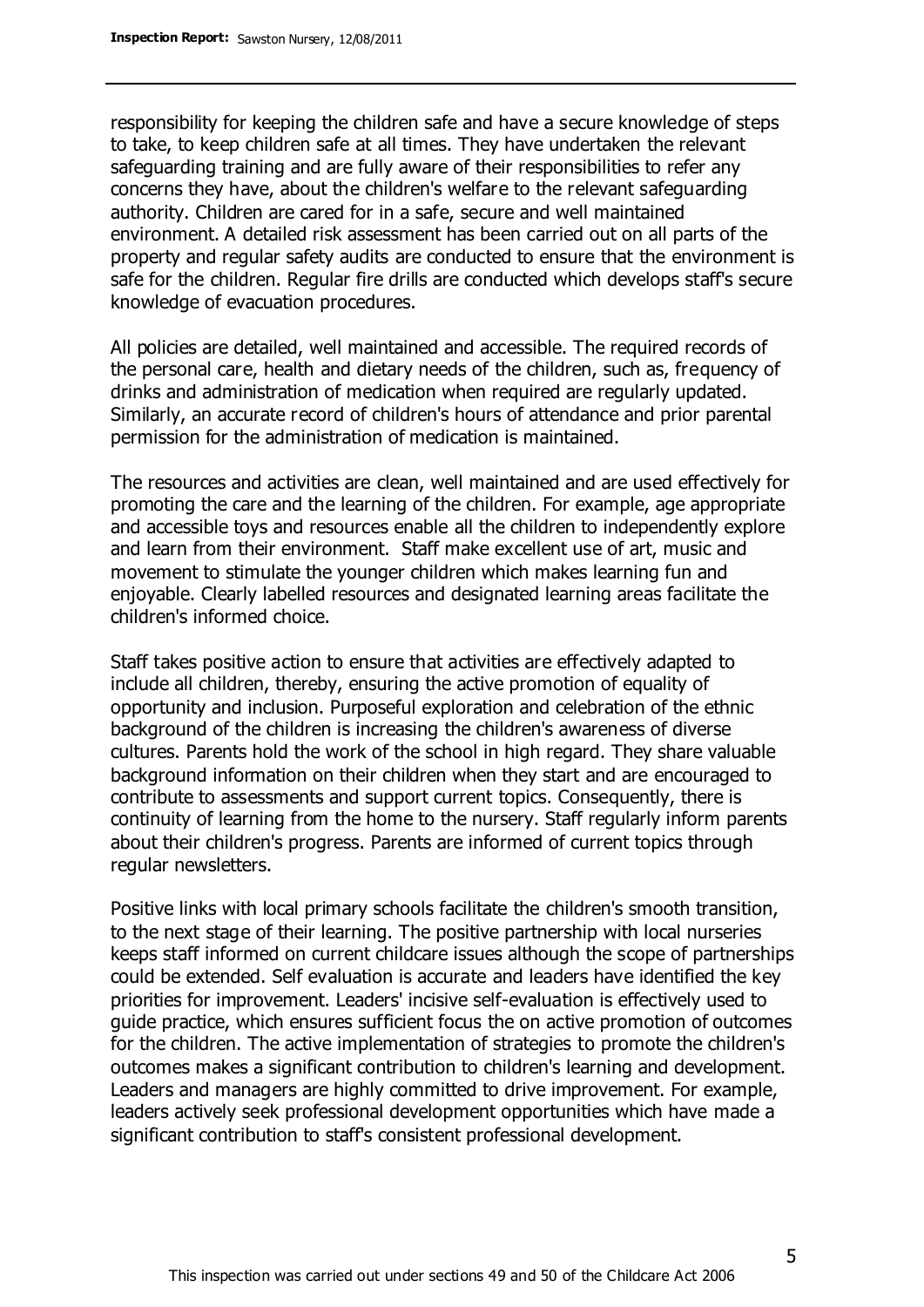responsibility for keeping the children safe and have a secure knowledge of steps to take, to keep children safe at all times. They have undertaken the relevant safeguarding training and are fully aware of their responsibilities to refer any concerns they have, about the children's welfare to the relevant safeguarding authority. Children are cared for in a safe, secure and well maintained environment. A detailed risk assessment has been carried out on all parts of the property and regular safety audits are conducted to ensure that the environment is safe for the children. Regular fire drills are conducted which develops staff's secure knowledge of evacuation procedures.

All policies are detailed, well maintained and accessible. The required records of the personal care, health and dietary needs of the children, such as, frequency of drinks and administration of medication when required are regularly updated. Similarly, an accurate record of children's hours of attendance and prior parental permission for the administration of medication is maintained.

The resources and activities are clean, well maintained and are used effectively for promoting the care and the learning of the children. For example, age appropriate and accessible toys and resources enable all the children to independently explore and learn from their environment. Staff make excellent use of art, music and movement to stimulate the younger children which makes learning fun and enjoyable. Clearly labelled resources and designated learning areas facilitate the children's informed choice.

Staff takes positive action to ensure that activities are effectively adapted to include all children, thereby, ensuring the active promotion of equality of opportunity and inclusion. Purposeful exploration and celebration of the ethnic background of the children is increasing the children's awareness of diverse cultures. Parents hold the work of the school in high regard. They share valuable background information on their children when they start and are encouraged to contribute to assessments and support current topics. Consequently, there is continuity of learning from the home to the nursery. Staff regularly inform parents about their children's progress. Parents are informed of current topics through regular newsletters.

Positive links with local primary schools facilitate the children's smooth transition, to the next stage of their learning. The positive partnership with local nurseries keeps staff informed on current childcare issues although the scope of partnerships could be extended. Self evaluation is accurate and leaders have identified the key priorities for improvement. Leaders' incisive self-evaluation is effectively used to guide practice, which ensures sufficient focus the on active promotion of outcomes for the children. The active implementation of strategies to promote the children's outcomes makes a significant contribution to children's learning and development. Leaders and managers are highly committed to drive improvement. For example, leaders actively seek professional development opportunities which have made a significant contribution to staff's consistent professional development.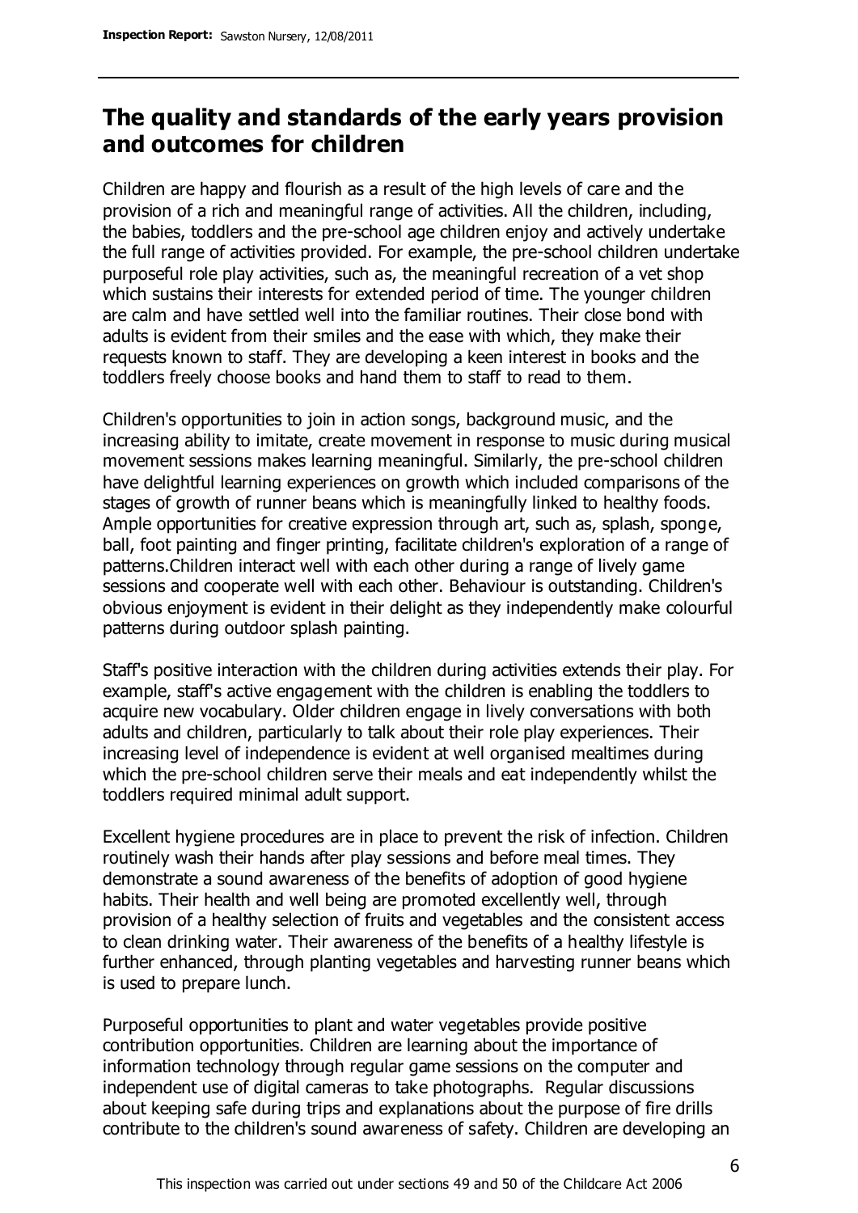## The quality and standards of the early years provision and outcomes for children

Children are happy and flourish as a result of the high levels of care and the provision of a rich and meaningful range of activities. All the children, including, the babies, toddlers and the pre-school age children enjoy and actively undertake the full range of activities provided. For example, the pre-school children undertake purposeful role play activities, such as, the meaningful recreation of a vet shop which sustains their interests for extended period of time. The younger children are calm and have settled well into the familiar routines. Their close bond with adults is evident from their smiles and the ease with which, they make their requests known to staff. They are developing a keen interest in books and the toddlers freely choose books and hand them to staff to read to them.

Children's opportunities to join in action songs, background music, and the increasing ability to imitate, create movement in response to music during musical movement sessions makes learning meaningful. Similarly, the pre-school children have delightful learning experiences on growth which included comparisons of the stages of growth of runner beans which is meaningfully linked to healthy foods. Ample opportunities for creative expression through art, such as, splash, sponge, ball, foot painting and finger printing, facilitate children's exploration of a range of patterns.Children interact well with each other during a range of lively game sessions and cooperate well with each other. Behaviour is outstanding. Children's obvious enjoyment is evident in their delight as they independently make colourful patterns during outdoor splash painting.

Staff's positive interaction with the children during activities extends their play. For example, staff's active engagement with the children is enabling the toddlers to acquire new vocabulary. Older children engage in lively conversations with both adults and children, particularly to talk about their role play experiences. Their increasing level of independence is evident at well organised mealtimes during which the pre-school children serve their meals and eat independently whilst the toddlers required minimal adult support.

Excellent hygiene procedures are in place to prevent the risk of infection. Children routinely wash their hands after play sessions and before meal times. They demonstrate a sound awareness of the benefits of adoption of good hygiene habits. Their health and well being are promoted excellently well, through provision of a healthy selection of fruits and vegetables and the consistent access to clean drinking water. Their awareness of the benefits of a healthy lifestyle is further enhanced, through planting vegetables and harvesting runner beans which is used to prepare lunch.

Purposeful opportunities to plant and water vegetables provide positive contribution opportunities. Children are learning about the importance of information technology through regular game sessions on the computer and independent use of digital cameras to take photographs. Regular discussions about keeping safe during trips and explanations about the purpose of fire drills contribute to the children's sound awareness of safety. Children are developing an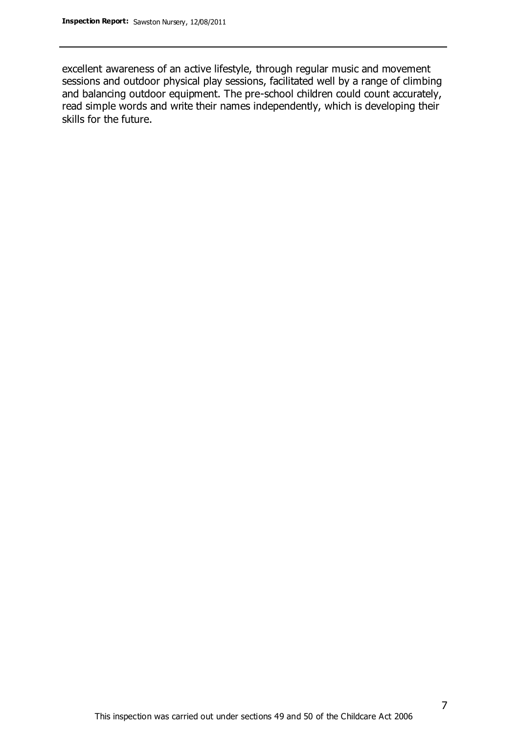excellent awareness of an active lifestyle, through regular music and movement sessions and outdoor physical play sessions, facilitated well by a range of climbing and balancing outdoor equipment. The pre-school children could count accurately, read simple words and write their names independently, which is developing their skills for the future.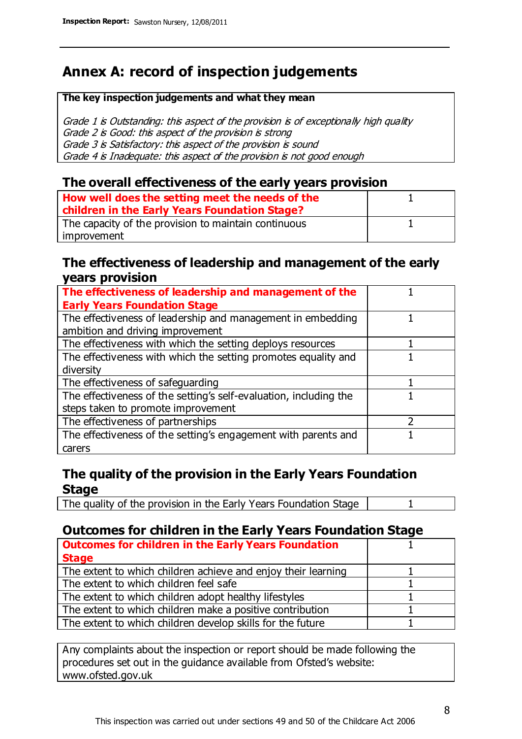# Annex A: record of inspection judgements

**The key inspection judgements and what they mean**

*Grade 1 is Outstanding: this aspect of the provision is of exceptionally high quality*
*Grade 2 is Good: this aspect of the provision is strong*
*Grade 3 is Satisfactory: this aspect of the provision is sound*
*Grade 4 is Inadequate: this aspect of the provision is not good enough*

## The overall effectiveness of the early years provision

| | |
|---|---|
| **How well does the setting meet the needs of the children in the Early Years Foundation Stage?** | 1 |
| The capacity of the provision to maintain continuous improvement | 1 |

## The effectiveness of leadership and management of the early years provision

| | |
|---|---|
| **The effectiveness of leadership and management of the Early Years Foundation Stage** | 1 |
| The effectiveness of leadership and management in embedding ambition and driving improvement | 1 |
| The effectiveness with which the setting deploys resources | 1 |
| The effectiveness with which the setting promotes equality and diversity | 1 |
| The effectiveness of safeguarding | 1 |
| The effectiveness of the setting's self-evaluation, including the steps taken to promote improvement | 1 |
| The effectiveness of partnerships | 2 |
| The effectiveness of the setting's engagement with parents and carers | 1 |

## The quality of the provision in the Early Years Foundation Stage

| | |
|---|---|
| The quality of the provision in the Early Years Foundation Stage | 1 |

## Outcomes for children in the Early Years Foundation Stage

| | |
|---|---|
| **Outcomes for children in the Early Years Foundation Stage** | 1 |
| The extent to which children achieve and enjoy their learning | 1 |
| The extent to which children feel safe | 1 |
| The extent to which children adopt healthy lifestyles | 1 |
| The extent to which children make a positive contribution | 1 |
| The extent to which children develop skills for the future | 1 |

Any complaints about the inspection or report should be made following the procedures set out in the guidance available from Ofsted's website: www.ofsted.gov.uk

This inspection was carried out under sections 49 and 50 of the Childcare Act 2006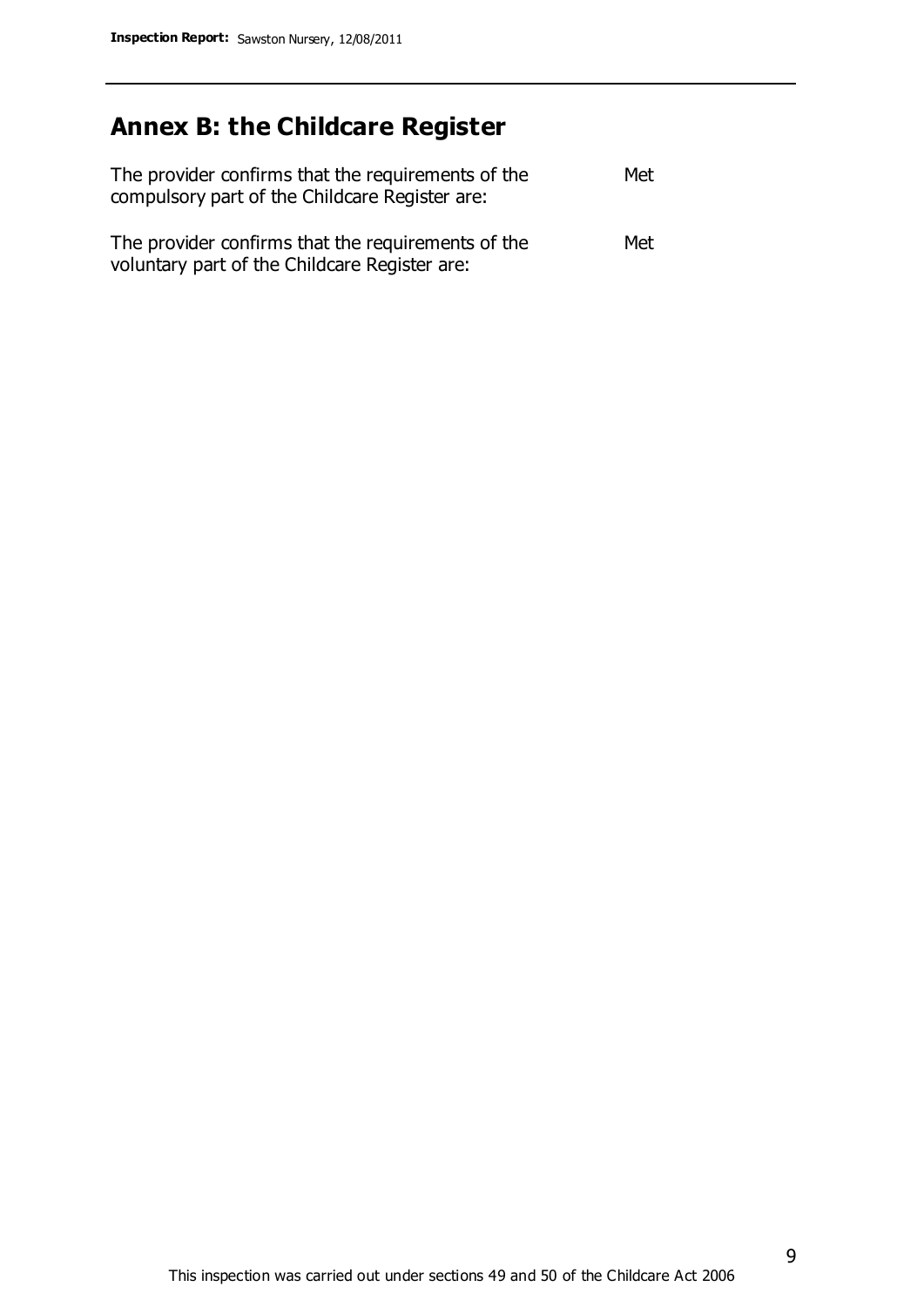## Annex B: the Childcare Register

| | |
|---|---|
| The provider confirms that the requirements of the compulsory part of the Childcare Register are: | Met |
| The provider confirms that the requirements of the voluntary part of the Childcare Register are: | Met |

This inspection was carried out under sections 49 and 50 of the Childcare Act 2006